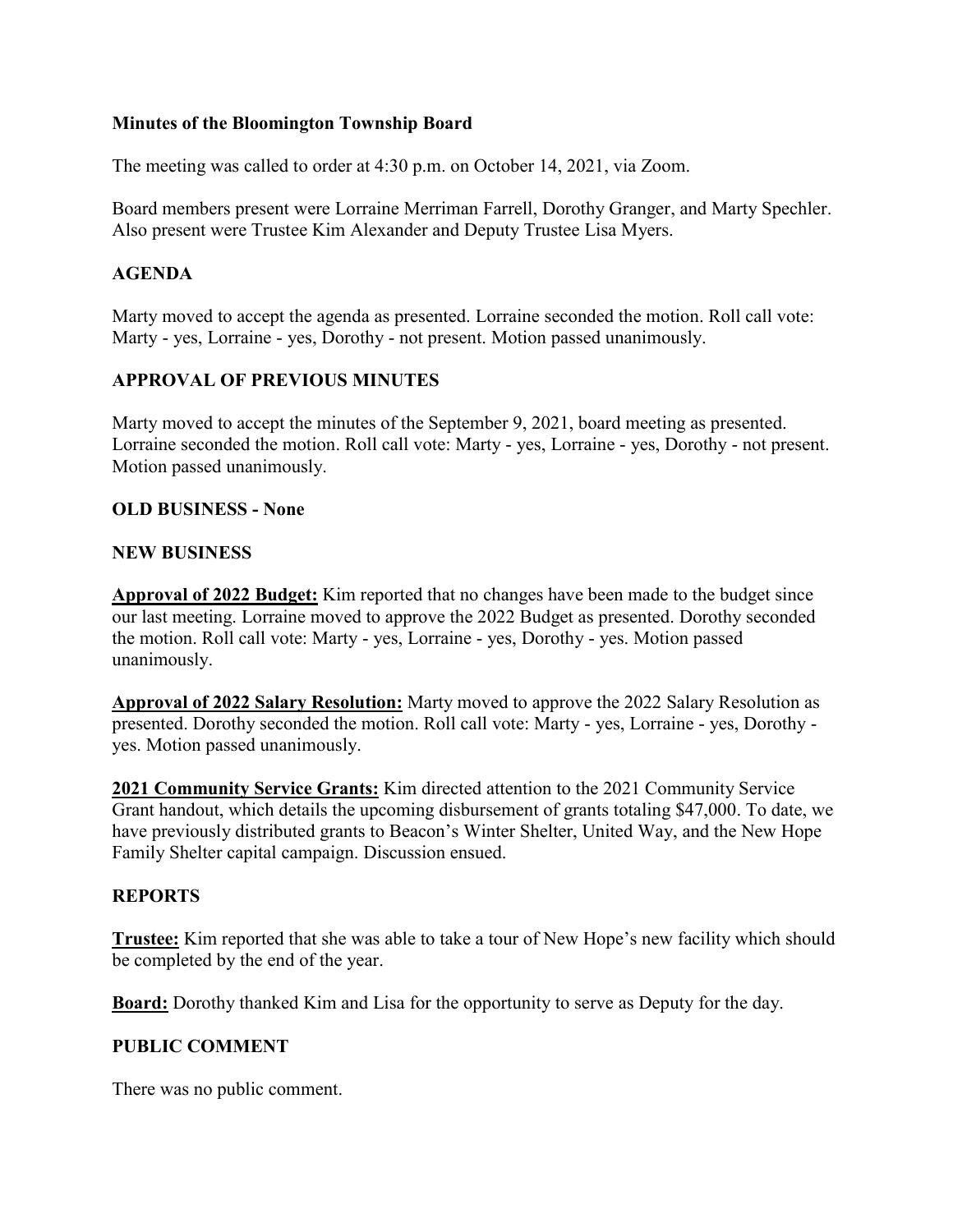**Minutes of the Bloomington Township Board**

The meeting was called to order at 4:30 p.m. on October 14, 2021, via Zoom.

Board members present were Lorraine Merriman Farrell, Dorothy Granger, and Marty Spechler. Also present were Trustee Kim Alexander and Deputy Trustee Lisa Myers.

## AGENDA

Marty moved to accept the agenda as presented. Lorraine seconded the motion. Roll call vote: Marty - yes, Lorraine - yes, Dorothy - not present. Motion passed unanimously.

## APPROVAL OF PREVIOUS MINUTES

Marty moved to accept the minutes of the September 9, 2021, board meeting as presented. Lorraine seconded the motion. Roll call vote: Marty - yes, Lorraine - yes, Dorothy - not present. Motion passed unanimously.

## OLD BUSINESS - None

## NEW BUSINESS

**Approval of 2022 Budget:** Kim reported that no changes have been made to the budget since our last meeting. Lorraine moved to approve the 2022 Budget as presented. Dorothy seconded the motion. Roll call vote: Marty - yes, Lorraine - yes, Dorothy - yes. Motion passed unanimously.

**Approval of 2022 Salary Resolution:** Marty moved to approve the 2022 Salary Resolution as presented. Dorothy seconded the motion. Roll call vote: Marty - yes, Lorraine - yes, Dorothy - yes. Motion passed unanimously.

**2021 Community Service Grants:** Kim directed attention to the 2021 Community Service Grant handout, which details the upcoming disbursement of grants totaling $47,000. To date, we have previously distributed grants to Beacon's Winter Shelter, United Way, and the New Hope Family Shelter capital campaign. Discussion ensued.

## REPORTS

**Trustee:** Kim reported that she was able to take a tour of New Hope's new facility which should be completed by the end of the year.

**Board:** Dorothy thanked Kim and Lisa for the opportunity to serve as Deputy for the day.

## PUBLIC COMMENT

There was no public comment.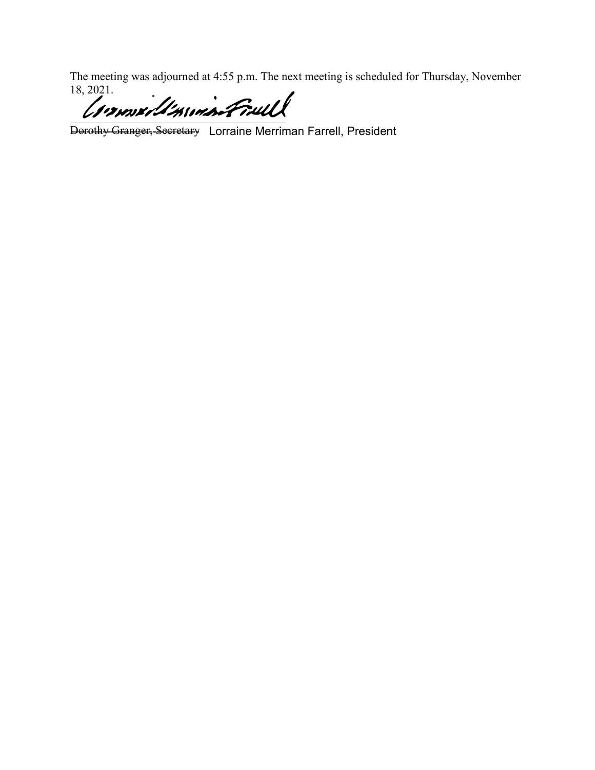The meeting was adjourned at 4:55 p.m. The next meeting is scheduled for Thursday, November 18, 2021.

\_\_\_\_\_\_\_\_\_\_\_\_\_\_\_\_\_\_\_\_\_\_\_\_\_\_\_\_\_\_\_\_\_\_\_\_\_\_\_\_\_

~~Dorothy Granger, Secretary~~ Lorraine Merriman Farrell, President